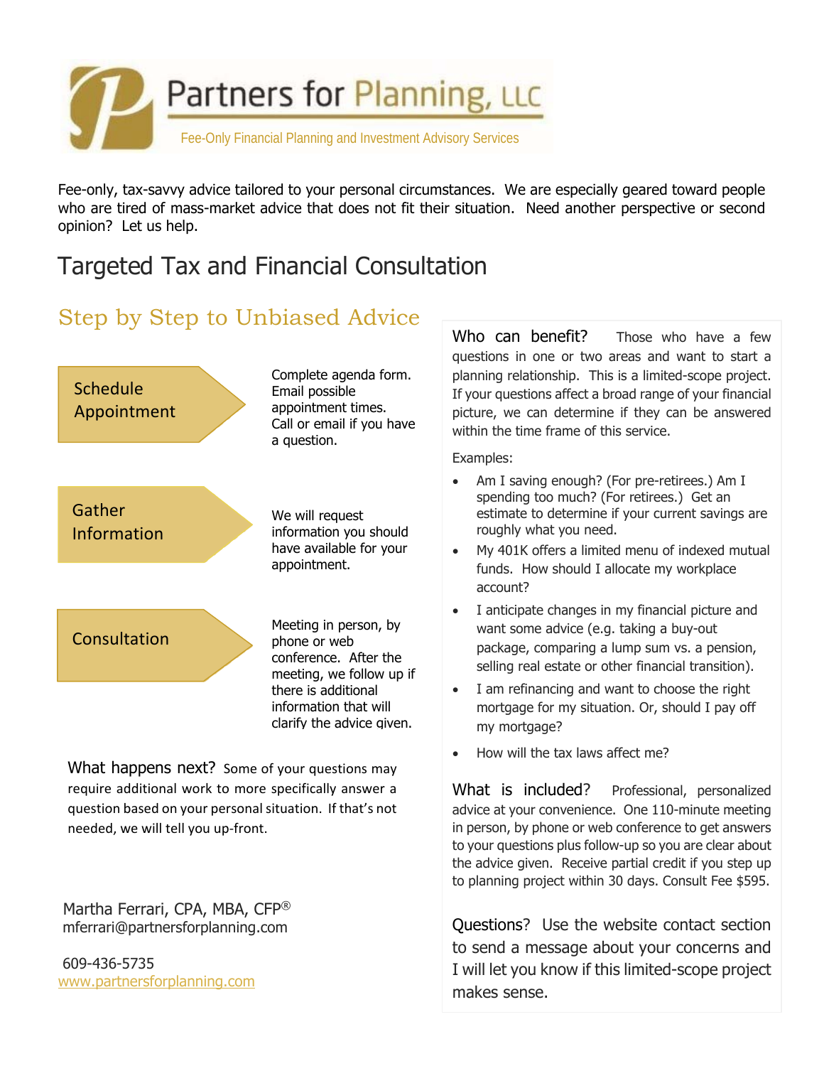# Partners for Planning, LLC

Fee-Only Financial Planning and Investment Advisory Services

Fee-only, tax-savvy advice tailored to your personal circumstances. We are especially geared toward people who are tired of mass-market advice that does not fit their situation. Need another perspective or second opinion? Let us help.

## Targeted Tax and Financial Consultation

### Step by Step to Unbiased Advice

**Schedule Appointment**

Complete agenda form. Email possible appointment times. Call or email if you have a question.

**Gather Information**

We will request information you should have available for your appointment.

**Consultation**

Meeting in person, by phone or web conference. After the meeting, we follow up if there is additional information that will clarify the advice given.

**What happens next?** Some of your questions may require additional work to more specifically answer a question based on your personal situation. If that's not needed, we will tell you up-front.

Martha Ferrari, CPA, MBA, CFP®
mferrari@partnersforplanning.com

609-436-5735
www.partnersforplanning.com

**Who can benefit?** Those who have a few questions in one or two areas and want to start a planning relationship. This is a limited-scope project. If your questions affect a broad range of your financial picture, we can determine if they can be answered within the time frame of this service.

Examples:

- Am I saving enough? (For pre-retirees.) Am I spending too much? (For retirees.) Get an estimate to determine if your current savings are roughly what you need.
- My 401K offers a limited menu of indexed mutual funds. How should I allocate my workplace account?
- I anticipate changes in my financial picture and want some advice (e.g. taking a buy-out package, comparing a lump sum vs. a pension, selling real estate or other financial transition).
- I am refinancing and want to choose the right mortgage for my situation. Or, should I pay off my mortgage?
- How will the tax laws affect me?

**What is included?** Professional, personalized advice at your convenience. One 110-minute meeting in person, by phone or web conference to get answers to your questions plus follow-up so you are clear about the advice given. Receive partial credit if you step up to planning project within 30 days. Consult Fee $595.

**Questions?** Use the website contact section to send a message about your concerns and I will let you know if this limited-scope project makes sense.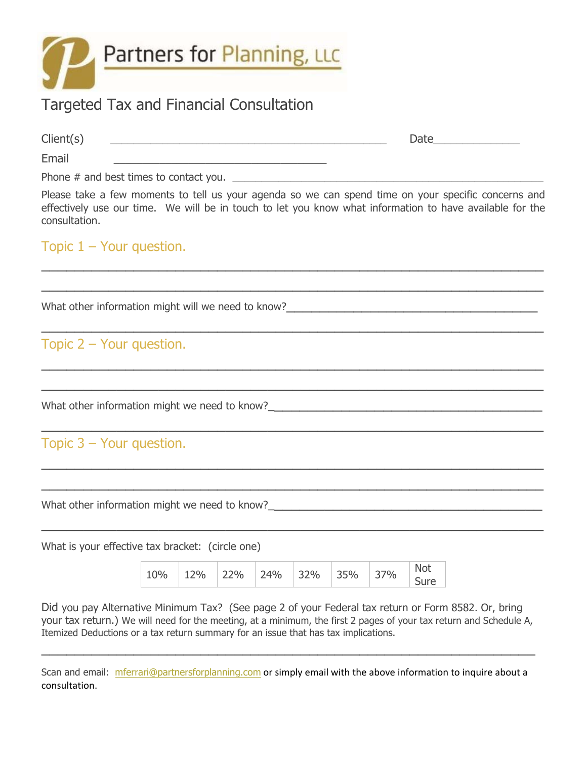Partners for Planning, LLC

# Targeted Tax and Financial Consultation

Client(s) _______________________________________________ Date_______________

Email _____________________________________

Phone # and best times to contact you. ______________________________________________________

Please take a few moments to tell us your agenda so we can spend time on your specific concerns and effectively use our time. We will be in touch to let you know what information to have available for the consultation.

## Topic 1 – Your question.

_____________________________________________________________________________________

_____________________________________________________________________________________

What other information might will we need to know?_______________________________________________

_____________________________________________________________________________________

## Topic 2 – Your question.

_____________________________________________________________________________________

_____________________________________________________________________________________

What other information might we need to know?_______________________________________________

_____________________________________________________________________________________

## Topic 3 – Your question.

_____________________________________________________________________________________

_____________________________________________________________________________________

What other information might we need to know?_______________________________________________

_____________________________________________________________________________________

What is your effective tax bracket: (circle one)

| | | | | | | | |
|---|---|---|---|---|---|---|---|
| 10% | 12% | 22% | 24% | 32% | 35% | 37% | Not Sure |

Did you pay Alternative Minimum Tax? (See page 2 of your Federal tax return or Form 8582. Or, bring your tax return.) We will need for the meeting, at a minimum, the first 2 pages of your tax return and Schedule A, Itemized Deductions or a tax return summary for an issue that has tax implications.

_____________________________________________________________________________________

Scan and email: mferrari@partnersforplanning.com or simply email with the above information to inquire about a consultation.